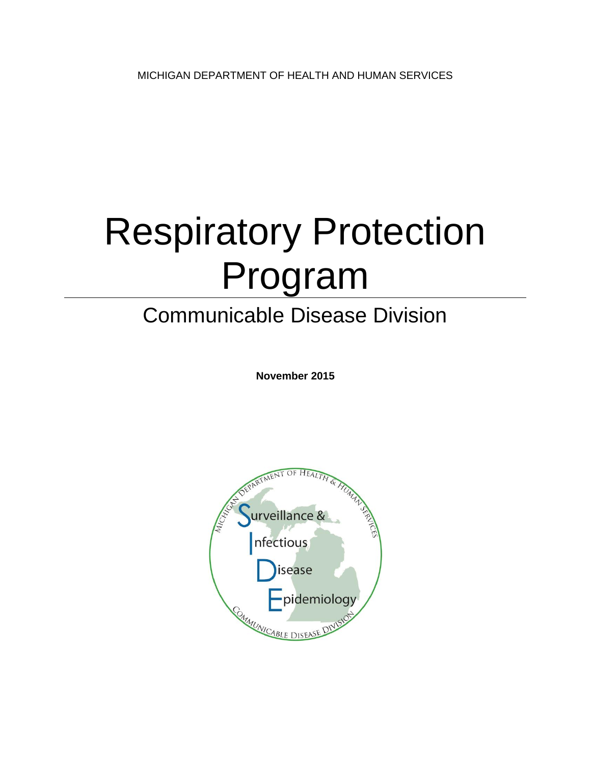MICHIGAN DEPARTMENT OF HEALTH AND HUMAN SERVICES

# Respiratory Protection Program

## Communicable Disease Division

**November 2015**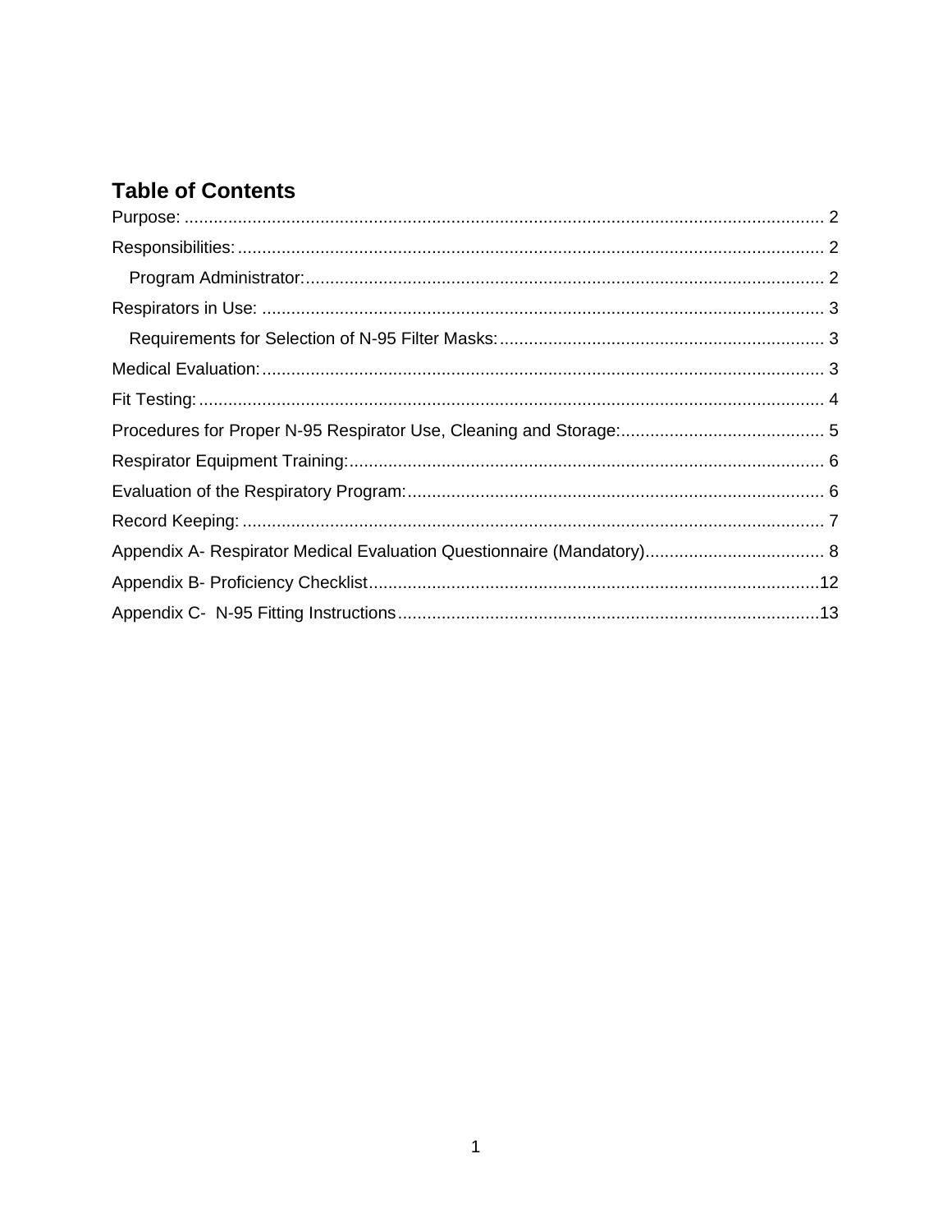## Table of Contents

Purpose: ........................................................................................................................ 2

Responsibilities: ............................................................................................................. 2

- Program Administrator: ............................................................................................. 2

Respirators in Use: ........................................................................................................ 3

- Requirements for Selection of N-95 Filter Masks: ..................................................... 3

Medical Evaluation: ........................................................................................................ 3

Fit Testing: ..................................................................................................................... 4

Procedures for Proper N-95 Respirator Use, Cleaning and Storage: ............................. 5

Respirator Equipment Training: ..................................................................................... 6

Evaluation of the Respiratory Program: ......................................................................... 6

Record Keeping: ............................................................................................................ 7

Appendix A- Respirator Medical Evaluation Questionnaire (Mandatory) ......................... 8

Appendix B- Proficiency Checklist ................................................................................ 12

Appendix C- N-95 Fitting Instructions ........................................................................... 13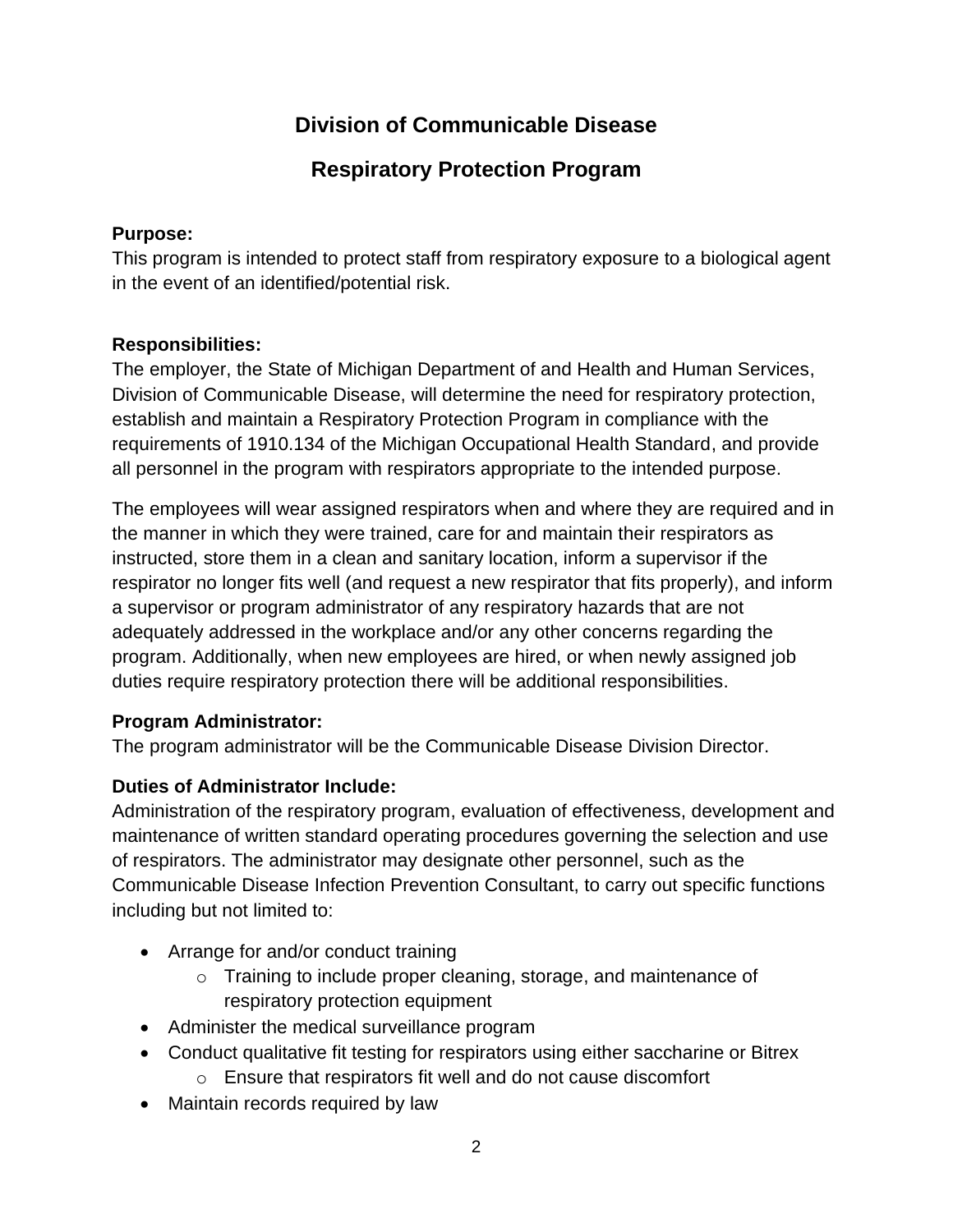# Division of Communicable Disease

## Respiratory Protection Program

**Purpose:**
This program is intended to protect staff from respiratory exposure to a biological agent in the event of an identified/potential risk.

**Responsibilities:**
The employer, the State of Michigan Department of and Health and Human Services, Division of Communicable Disease, will determine the need for respiratory protection, establish and maintain a Respiratory Protection Program in compliance with the requirements of 1910.134 of the Michigan Occupational Health Standard, and provide all personnel in the program with respirators appropriate to the intended purpose.

The employees will wear assigned respirators when and where they are required and in the manner in which they were trained, care for and maintain their respirators as instructed, store them in a clean and sanitary location, inform a supervisor if the respirator no longer fits well (and request a new respirator that fits properly), and inform a supervisor or program administrator of any respiratory hazards that are not adequately addressed in the workplace and/or any other concerns regarding the program. Additionally, when new employees are hired, or when newly assigned job duties require respiratory protection there will be additional responsibilities.

**Program Administrator:**
The program administrator will be the Communicable Disease Division Director.

**Duties of Administrator Include:**
Administration of the respiratory program, evaluation of effectiveness, development and maintenance of written standard operating procedures governing the selection and use of respirators. The administrator may designate other personnel, such as the Communicable Disease Infection Prevention Consultant, to carry out specific functions including but not limited to:

- Arrange for and/or conduct training
    - Training to include proper cleaning, storage, and maintenance of respiratory protection equipment
- Administer the medical surveillance program
- Conduct qualitative fit testing for respirators using either saccharine or Bitrex
    - Ensure that respirators fit well and do not cause discomfort
- Maintain records required by law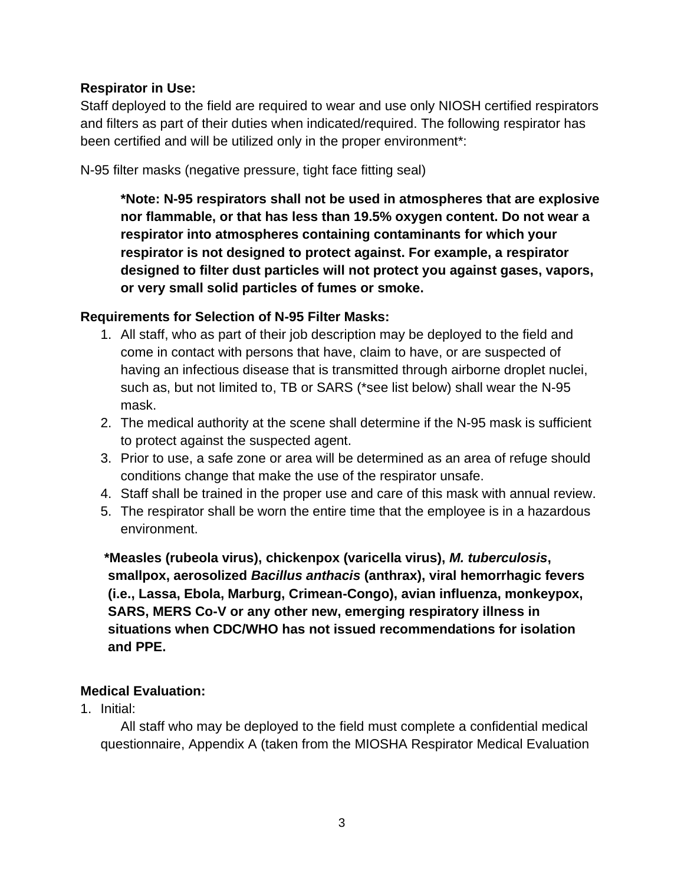**Respirator in Use:**
Staff deployed to the field are required to wear and use only NIOSH certified respirators and filters as part of their duties when indicated/required. The following respirator has been certified and will be utilized only in the proper environment*:

N-95 filter masks (negative pressure, tight face fitting seal)

> ***Note: N-95 respirators shall not be used in atmospheres that are explosive nor flammable, or that has less than 19.5% oxygen content. Do not wear a respirator into atmospheres containing contaminants for which your respirator is not designed to protect against. For example, a respirator designed to filter dust particles will not protect you against gases, vapors, or very small solid particles of fumes or smoke.**

**Requirements for Selection of N-95 Filter Masks:**

1. All staff, who as part of their job description may be deployed to the field and come in contact with persons that have, claim to have, or are suspected of having an infectious disease that is transmitted through airborne droplet nuclei, such as, but not limited to, TB or SARS (*see list below) shall wear the N-95 mask.
2. The medical authority at the scene shall determine if the N-95 mask is sufficient to protect against the suspected agent.
3. Prior to use, a safe zone or area will be determined as an area of refuge should conditions change that make the use of the respirator unsafe.
4. Staff shall be trained in the proper use and care of this mask with annual review.
5. The respirator shall be worn the entire time that the employee is in a hazardous environment.

**\*Measles (rubeola virus), chickenpox (varicella virus), *M. tuberculosis*, smallpox, aerosolized *Bacillus anthacis* (anthrax), viral hemorrhagic fevers (i.e., Lassa, Ebola, Marburg, Crimean-Congo), avian influenza, monkeypox, SARS, MERS Co-V or any other new, emerging respiratory illness in situations when CDC/WHO has not issued recommendations for isolation and PPE.**

**Medical Evaluation:**

1. Initial:

   All staff who may be deployed to the field must complete a confidential medical questionnaire, Appendix A (taken from the MIOSHA Respirator Medical Evaluation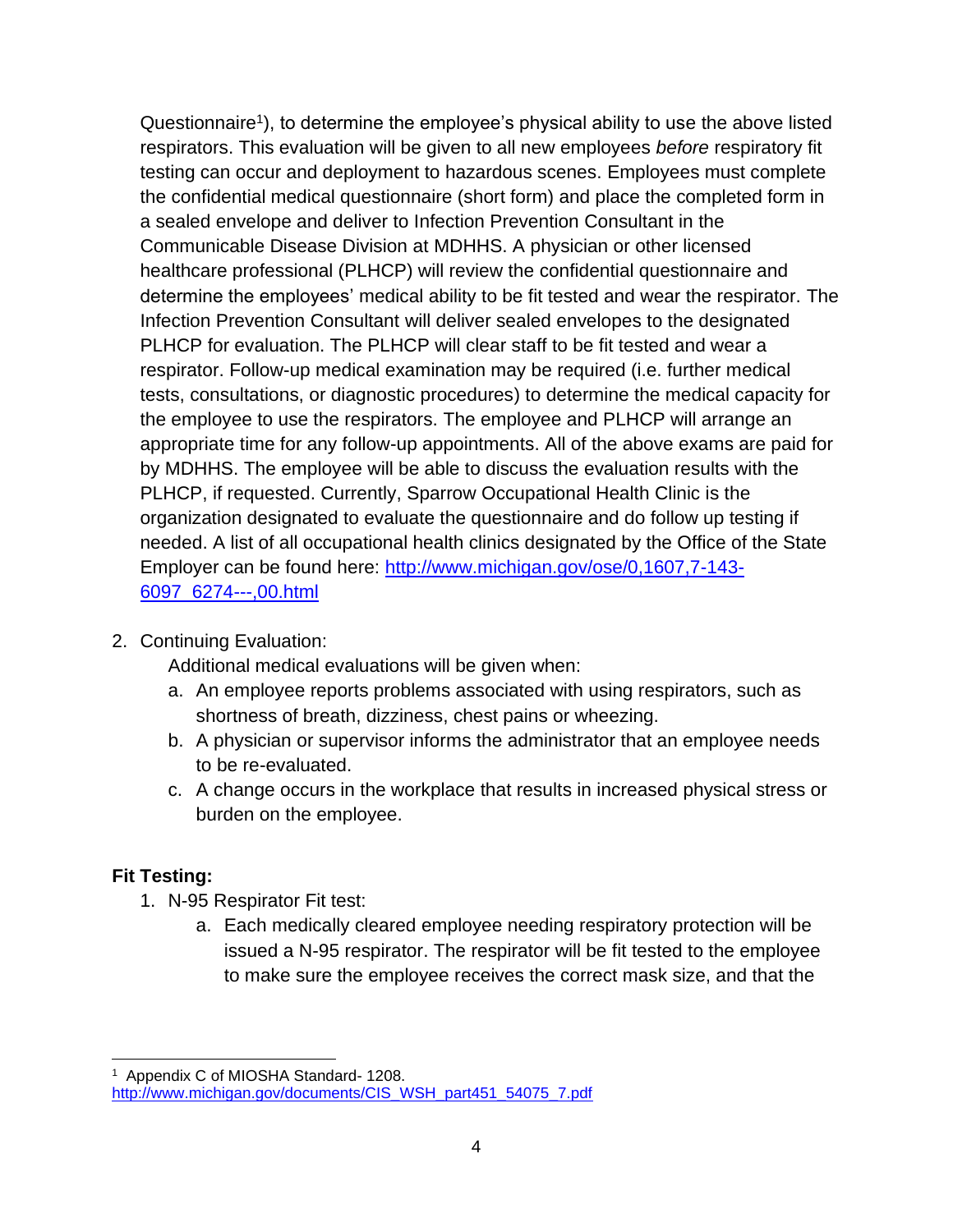Questionnaire[1]), to determine the employee's physical ability to use the above listed respirators. This evaluation will be given to all new employees *before* respiratory fit testing can occur and deployment to hazardous scenes. Employees must complete the confidential medical questionnaire (short form) and place the completed form in a sealed envelope and deliver to Infection Prevention Consultant in the Communicable Disease Division at MDHHS. A physician or other licensed healthcare professional (PLHCP) will review the confidential questionnaire and determine the employees' medical ability to be fit tested and wear the respirator. The Infection Prevention Consultant will deliver sealed envelopes to the designated PLHCP for evaluation. The PLHCP will clear staff to be fit tested and wear a respirator. Follow-up medical examination may be required (i.e. further medical tests, consultations, or diagnostic procedures) to determine the medical capacity for the employee to use the respirators. The employee and PLHCP will arrange an appropriate time for any follow-up appointments. All of the above exams are paid for by MDHHS. The employee will be able to discuss the evaluation results with the PLHCP, if requested. Currently, Sparrow Occupational Health Clinic is the organization designated to evaluate the questionnaire and do follow up testing if needed. A list of all occupational health clinics designated by the Office of the State Employer can be found here: http://www.michigan.gov/ose/0,1607,7-143-6097_6274---,00.html

2. Continuing Evaluation:

   Additional medical evaluations will be given when:

   a. An employee reports problems associated with using respirators, such as shortness of breath, dizziness, chest pains or wheezing.
   b. A physician or supervisor informs the administrator that an employee needs to be re-evaluated.
   c. A change occurs in the workplace that results in increased physical stress or burden on the employee.

**Fit Testing:**

1. N-95 Respirator Fit test:
   a. Each medically cleared employee needing respiratory protection will be issued a N-95 respirator. The respirator will be fit tested to the employee to make sure the employee receives the correct mask size, and that the

---

[1] Appendix C of MIOSHA Standard- 1208. http://www.michigan.gov/documents/CIS_WSH_part451_54075_7.pdf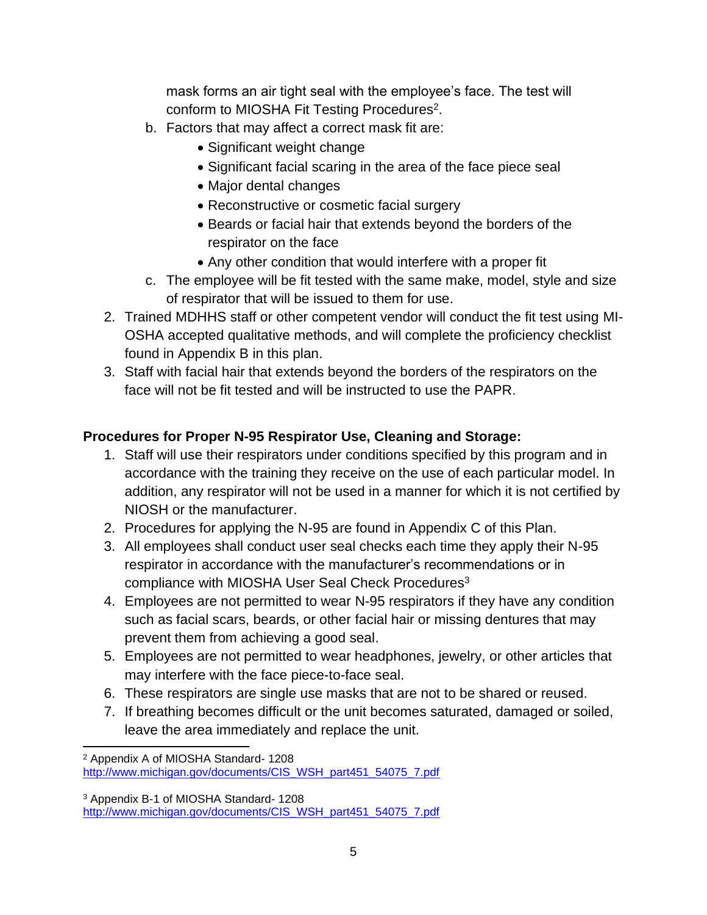mask forms an air tight seal with the employee's face. The test will conform to MIOSHA Fit Testing Procedures[2].

   b. Factors that may affect a correct mask fit are:
      - Significant weight change
      - Significant facial scaring in the area of the face piece seal
      - Major dental changes
      - Reconstructive or cosmetic facial surgery
      - Beards or facial hair that extends beyond the borders of the respirator on the face
      - Any other condition that would interfere with a proper fit
   c. The employee will be fit tested with the same make, model, style and size of respirator that will be issued to them for use.
2. Trained MDHHS staff or other competent vendor will conduct the fit test using MI-OSHA accepted qualitative methods, and will complete the proficiency checklist found in Appendix B in this plan.
3. Staff with facial hair that extends beyond the borders of the respirators on the face will not be fit tested and will be instructed to use the PAPR.

**Procedures for Proper N-95 Respirator Use, Cleaning and Storage:**

1. Staff will use their respirators under conditions specified by this program and in accordance with the training they receive on the use of each particular model. In addition, any respirator will not be used in a manner for which it is not certified by NIOSH or the manufacturer.
2. Procedures for applying the N-95 are found in Appendix C of this Plan.
3. All employees shall conduct user seal checks each time they apply their N-95 respirator in accordance with the manufacturer's recommendations or in compliance with MIOSHA User Seal Check Procedures[3]
4. Employees are not permitted to wear N-95 respirators if they have any condition such as facial scars, beards, or other facial hair or missing dentures that may prevent them from achieving a good seal.
5. Employees are not permitted to wear headphones, jewelry, or other articles that may interfere with the face piece-to-face seal.
6. These respirators are single use masks that are not to be shared or reused.
7. If breathing becomes difficult or the unit becomes saturated, damaged or soiled, leave the area immediately and replace the unit.

---

[2] Appendix A of MIOSHA Standard- 1208
http://www.michigan.gov/documents/CIS_WSH_part451_54075_7.pdf

[3] Appendix B-1 of MIOSHA Standard- 1208
http://www.michigan.gov/documents/CIS_WSH_part451_54075_7.pdf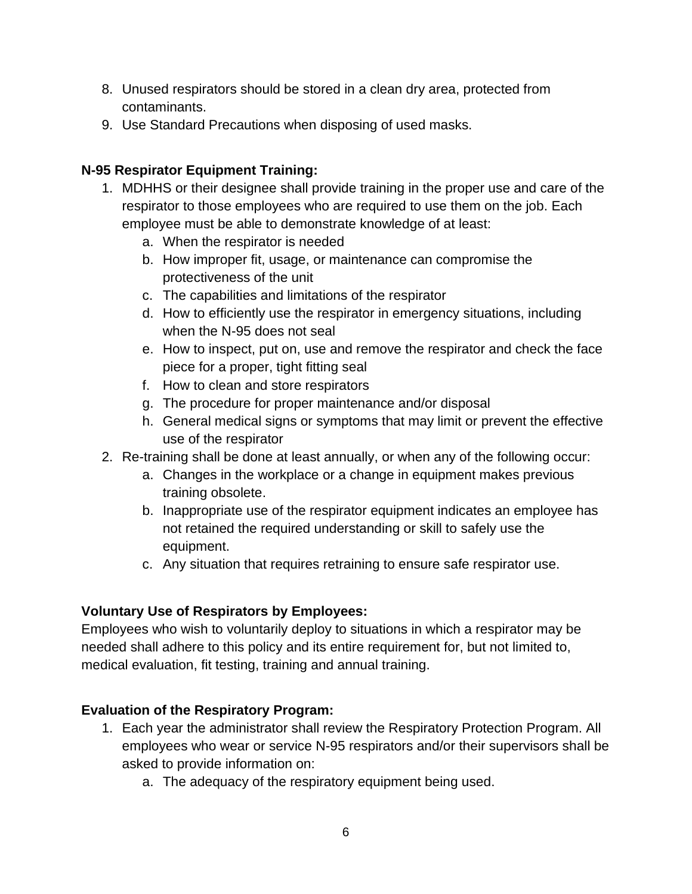8. Unused respirators should be stored in a clean dry area, protected from contaminants.
9. Use Standard Precautions when disposing of used masks.

**N-95 Respirator Equipment Training:**

1. MDHHS or their designee shall provide training in the proper use and care of the respirator to those employees who are required to use them on the job. Each employee must be able to demonstrate knowledge of at least:
    a. When the respirator is needed
    b. How improper fit, usage, or maintenance can compromise the protectiveness of the unit
    c. The capabilities and limitations of the respirator
    d. How to efficiently use the respirator in emergency situations, including when the N-95 does not seal
    e. How to inspect, put on, use and remove the respirator and check the face piece for a proper, tight fitting seal
    f. How to clean and store respirators
    g. The procedure for proper maintenance and/or disposal
    h. General medical signs or symptoms that may limit or prevent the effective use of the respirator
2. Re-training shall be done at least annually, or when any of the following occur:
    a. Changes in the workplace or a change in equipment makes previous training obsolete.
    b. Inappropriate use of the respirator equipment indicates an employee has not retained the required understanding or skill to safely use the equipment.
    c. Any situation that requires retraining to ensure safe respirator use.

**Voluntary Use of Respirators by Employees:**

Employees who wish to voluntarily deploy to situations in which a respirator may be needed shall adhere to this policy and its entire requirement for, but not limited to, medical evaluation, fit testing, training and annual training.

**Evaluation of the Respiratory Program:**

1. Each year the administrator shall review the Respiratory Protection Program. All employees who wear or service N-95 respirators and/or their supervisors shall be asked to provide information on:
    a. The adequacy of the respiratory equipment being used.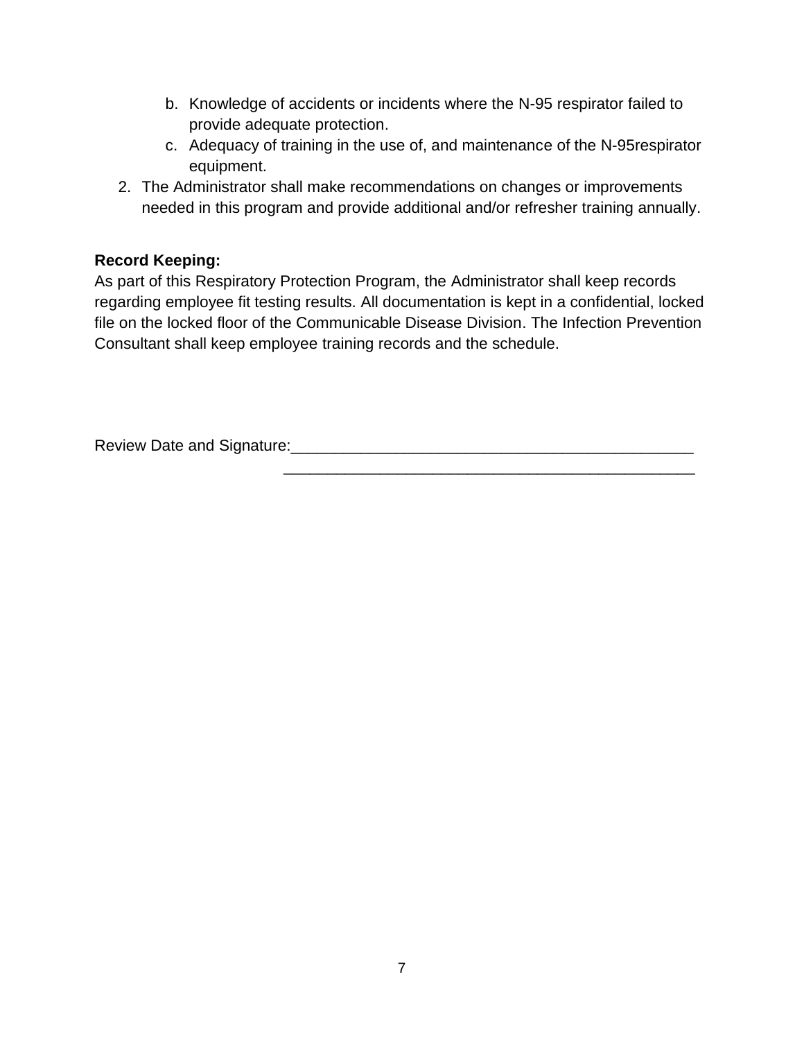b. Knowledge of accidents or incidents where the N-95 respirator failed to provide adequate protection.
   c. Adequacy of training in the use of, and maintenance of the N-95respirator equipment.
2. The Administrator shall make recommendations on changes or improvements needed in this program and provide additional and/or refresher training annually.

**Record Keeping:**
As part of this Respiratory Protection Program, the Administrator shall keep records regarding employee fit testing results. All documentation is kept in a confidential, locked file on the locked floor of the Communicable Disease Division. The Infection Prevention Consultant shall keep employee training records and the schedule.

Review Date and Signature:_______________________________________________
_______________________________________________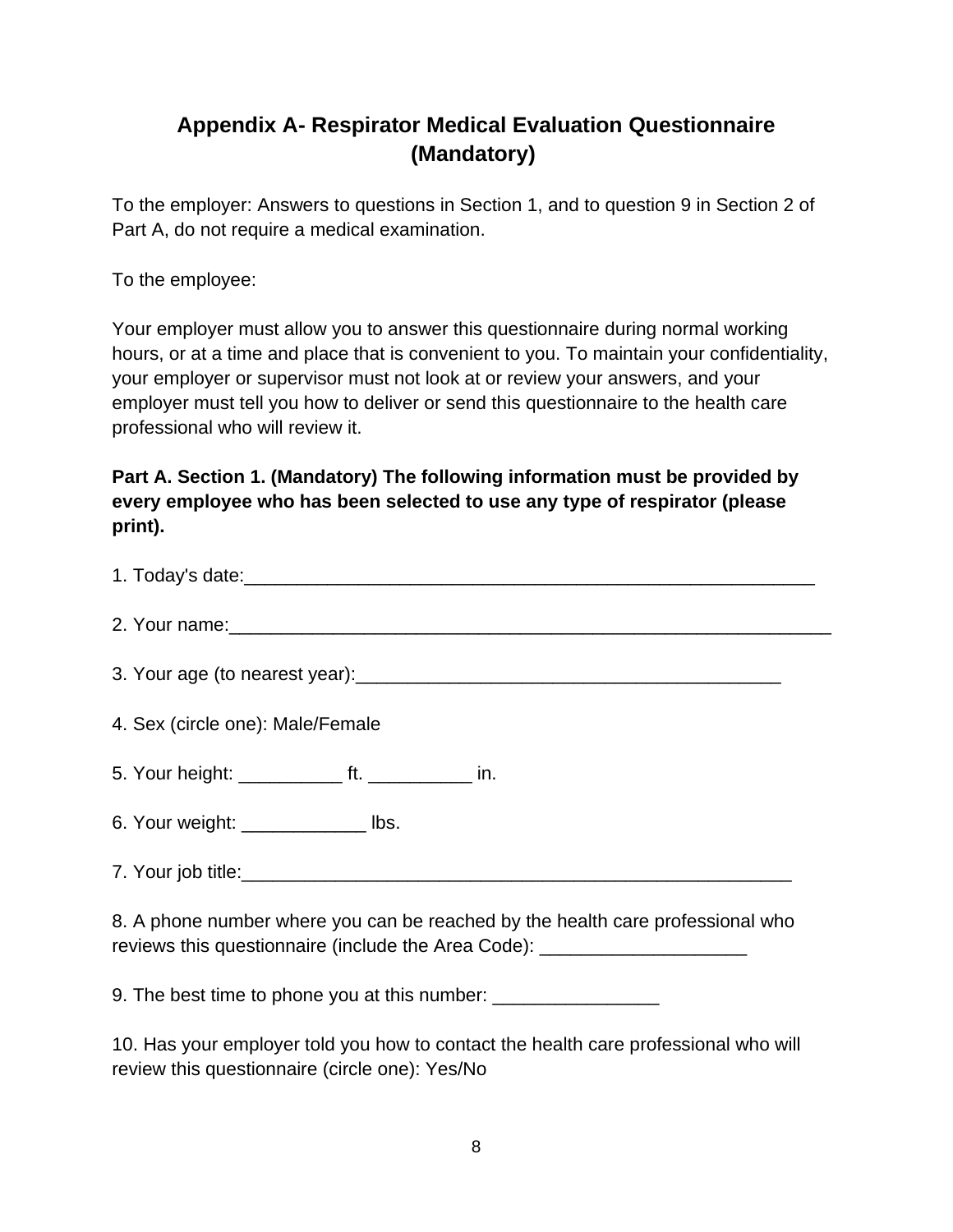## Appendix A- Respirator Medical Evaluation Questionnaire (Mandatory)

To the employer: Answers to questions in Section 1, and to question 9 in Section 2 of Part A, do not require a medical examination.

To the employee:

Your employer must allow you to answer this questionnaire during normal working hours, or at a time and place that is convenient to you. To maintain your confidentiality, your employer or supervisor must not look at or review your answers, and your employer must tell you how to deliver or send this questionnaire to the health care professional who will review it.

**Part A. Section 1. (Mandatory) The following information must be provided by every employee who has been selected to use any type of respirator (please print).**

1. Today's date:_______________________________________________________

2. Your name:__________________________________________________________

3. Your age (to nearest year):________________________________________

4. Sex (circle one): Male/Female

5. Your height: __________ ft. __________ in.

6. Your weight: ____________ lbs.

7. Your job title:_____________________________________________________

8. A phone number where you can be reached by the health care professional who reviews this questionnaire (include the Area Code): ____________________

9. The best time to phone you at this number: ________________

10. Has your employer told you how to contact the health care professional who will review this questionnaire (circle one): Yes/No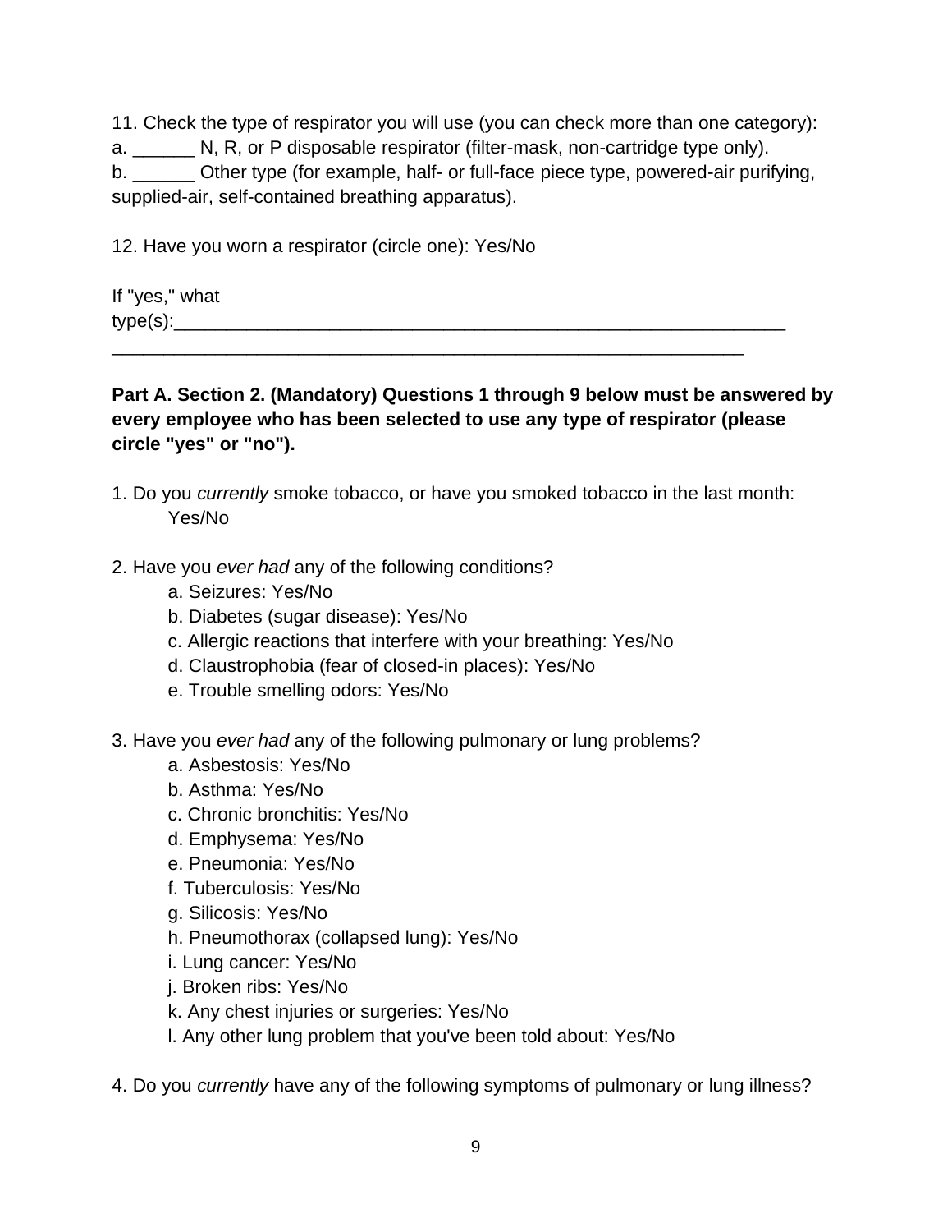11. Check the type of respirator you will use (you can check more than one category):
a. ______ N, R, or P disposable respirator (filter-mask, non-cartridge type only).
b. ______ Other type (for example, half- or full-face piece type, powered-air purifying, supplied-air, self-contained breathing apparatus).

12. Have you worn a respirator (circle one): Yes/No

If "yes," what type(s):___________________________________________________________
_______________________________________________________________

**Part A. Section 2. (Mandatory) Questions 1 through 9 below must be answered by every employee who has been selected to use any type of respirator (please circle "yes" or "no").**

1. Do you *currently* smoke tobacco, or have you smoked tobacco in the last month: Yes/No

2. Have you *ever had* any of the following conditions?
   - a. Seizures: Yes/No
   - b. Diabetes (sugar disease): Yes/No
   - c. Allergic reactions that interfere with your breathing: Yes/No
   - d. Claustrophobia (fear of closed-in places): Yes/No
   - e. Trouble smelling odors: Yes/No

3. Have you *ever had* any of the following pulmonary or lung problems?
   - a. Asbestosis: Yes/No
   - b. Asthma: Yes/No
   - c. Chronic bronchitis: Yes/No
   - d. Emphysema: Yes/No
   - e. Pneumonia: Yes/No
   - f. Tuberculosis: Yes/No
   - g. Silicosis: Yes/No
   - h. Pneumothorax (collapsed lung): Yes/No
   - i. Lung cancer: Yes/No
   - j. Broken ribs: Yes/No
   - k. Any chest injuries or surgeries: Yes/No
   - l. Any other lung problem that you've been told about: Yes/No

4. Do you *currently* have any of the following symptoms of pulmonary or lung illness?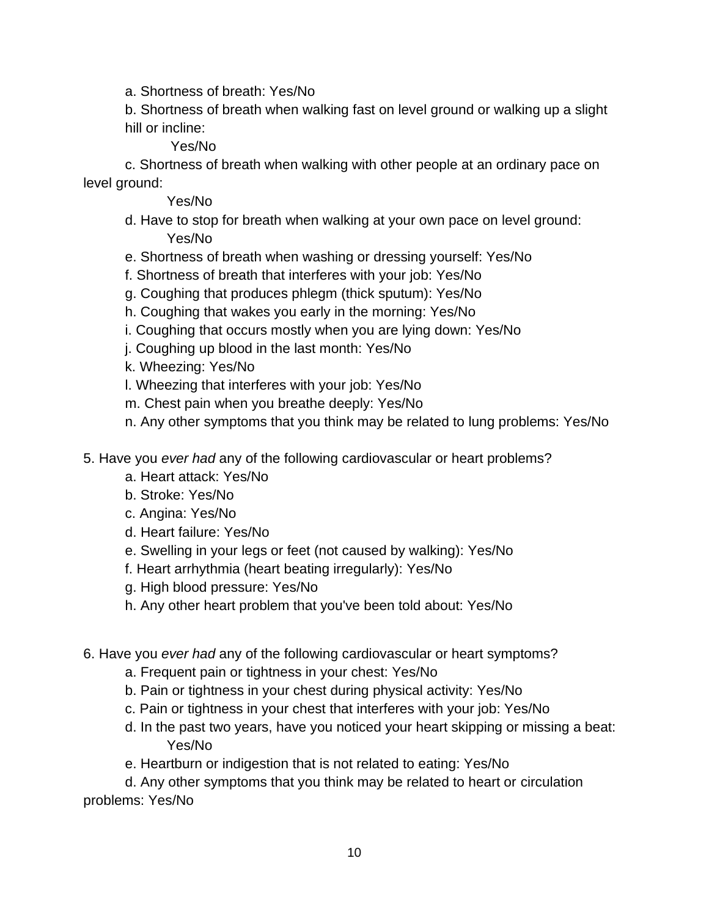a. Shortness of breath: Yes/No

b. Shortness of breath when walking fast on level ground or walking up a slight hill or incline:
Yes/No

c. Shortness of breath when walking with other people at an ordinary pace on level ground:
Yes/No

d. Have to stop for breath when walking at your own pace on level ground:
Yes/No

e. Shortness of breath when washing or dressing yourself: Yes/No

f. Shortness of breath that interferes with your job: Yes/No

g. Coughing that produces phlegm (thick sputum): Yes/No

h. Coughing that wakes you early in the morning: Yes/No

i. Coughing that occurs mostly when you are lying down: Yes/No

j. Coughing up blood in the last month: Yes/No

k. Wheezing: Yes/No

l. Wheezing that interferes with your job: Yes/No

m. Chest pain when you breathe deeply: Yes/No

n. Any other symptoms that you think may be related to lung problems: Yes/No

5. Have you *ever had* any of the following cardiovascular or heart problems?

a. Heart attack: Yes/No

b. Stroke: Yes/No

c. Angina: Yes/No

d. Heart failure: Yes/No

e. Swelling in your legs or feet (not caused by walking): Yes/No

f. Heart arrhythmia (heart beating irregularly): Yes/No

g. High blood pressure: Yes/No

h. Any other heart problem that you've been told about: Yes/No

6. Have you *ever had* any of the following cardiovascular or heart symptoms?

a. Frequent pain or tightness in your chest: Yes/No

b. Pain or tightness in your chest during physical activity: Yes/No

c. Pain or tightness in your chest that interferes with your job: Yes/No

d. In the past two years, have you noticed your heart skipping or missing a beat:
Yes/No

e. Heartburn or indigestion that is not related to eating: Yes/No

d. Any other symptoms that you think may be related to heart or circulation problems: Yes/No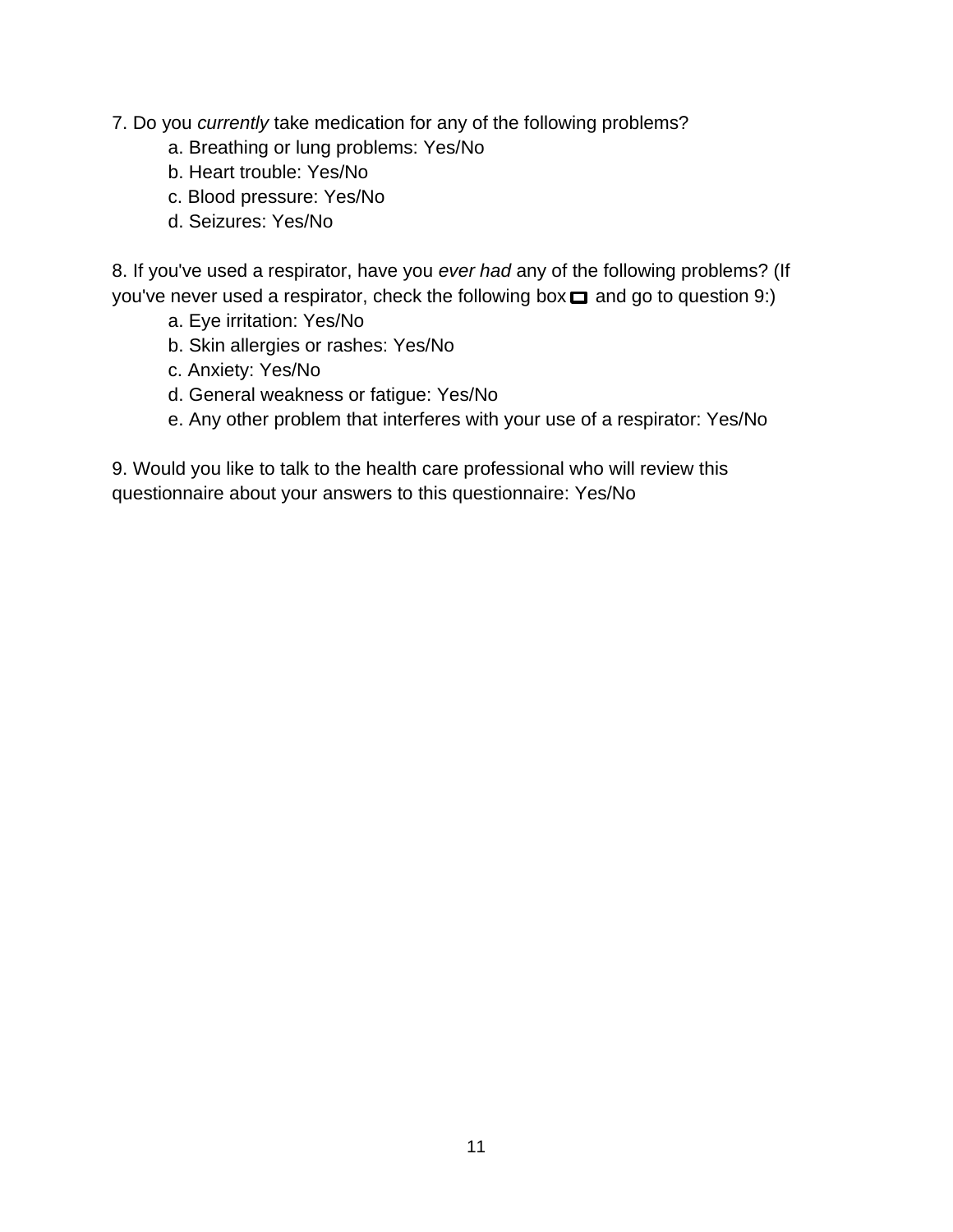7. Do you *currently* take medication for any of the following problems?

a. Breathing or lung problems: Yes/No

b. Heart trouble: Yes/No

c. Blood pressure: Yes/No

d. Seizures: Yes/No

8. If you've used a respirator, have you *ever had* any of the following problems? (If you've never used a respirator, check the following box ☐ and go to question 9:)

a. Eye irritation: Yes/No

b. Skin allergies or rashes: Yes/No

c. Anxiety: Yes/No

d. General weakness or fatigue: Yes/No

e. Any other problem that interferes with your use of a respirator: Yes/No

9. Would you like to talk to the health care professional who will review this questionnaire about your answers to this questionnaire: Yes/No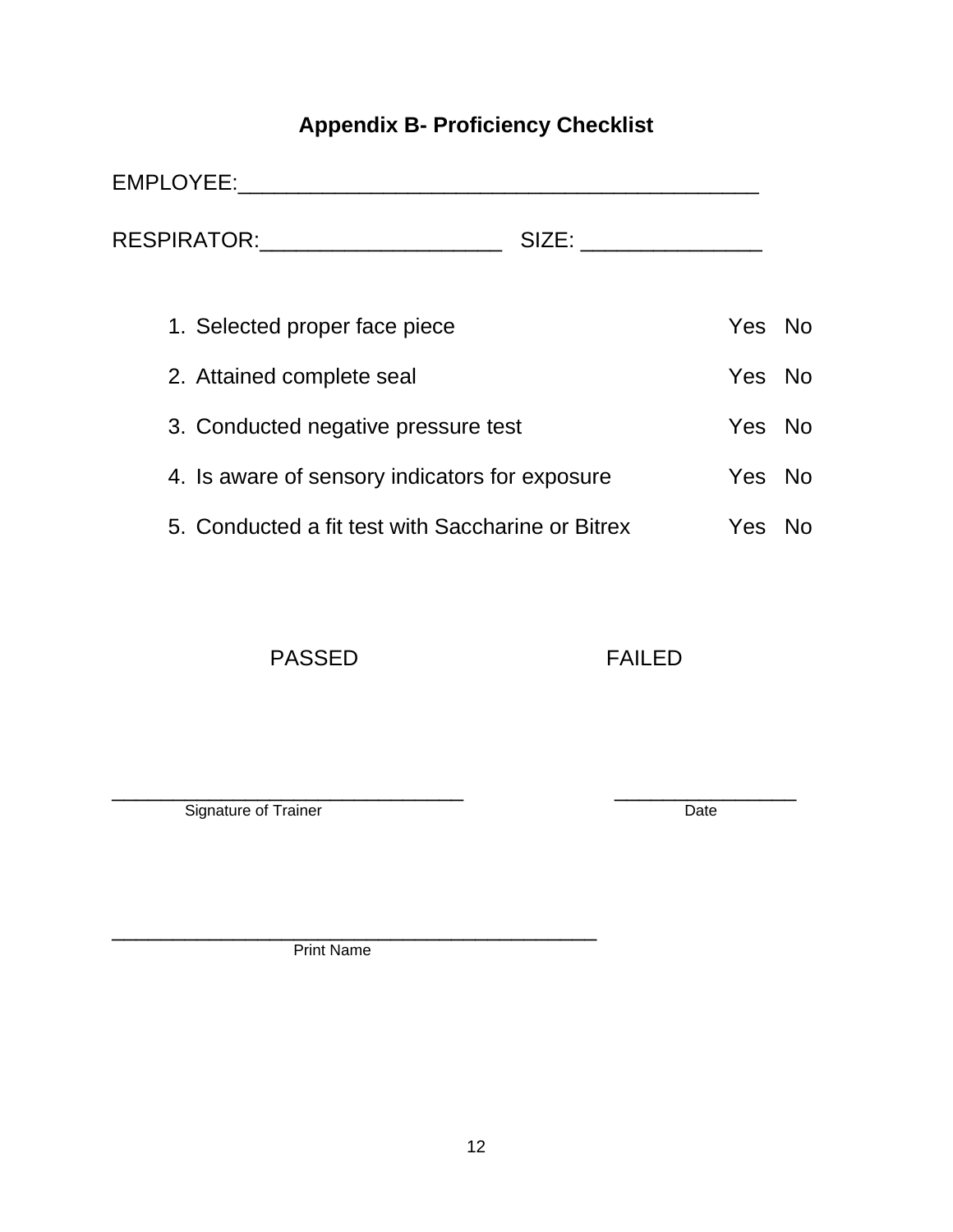## Appendix B- Proficiency Checklist

EMPLOYEE:___________________________________________

RESPIRATOR:____________________ SIZE: _______________

| | | |
|---|---|---|
| 1. Selected proper face piece | Yes | No |
| 2. Attained complete seal | Yes | No |
| 3. Conducted negative pressure test | Yes | No |
| 4. Is aware of sensory indicators for exposure | Yes | No |
| 5. Conducted a fit test with Saccharine or Bitrex | Yes | No |

PASSED FAILED

________________________________ ________________
Signature of Trainer Date

____________________________________________
Print Name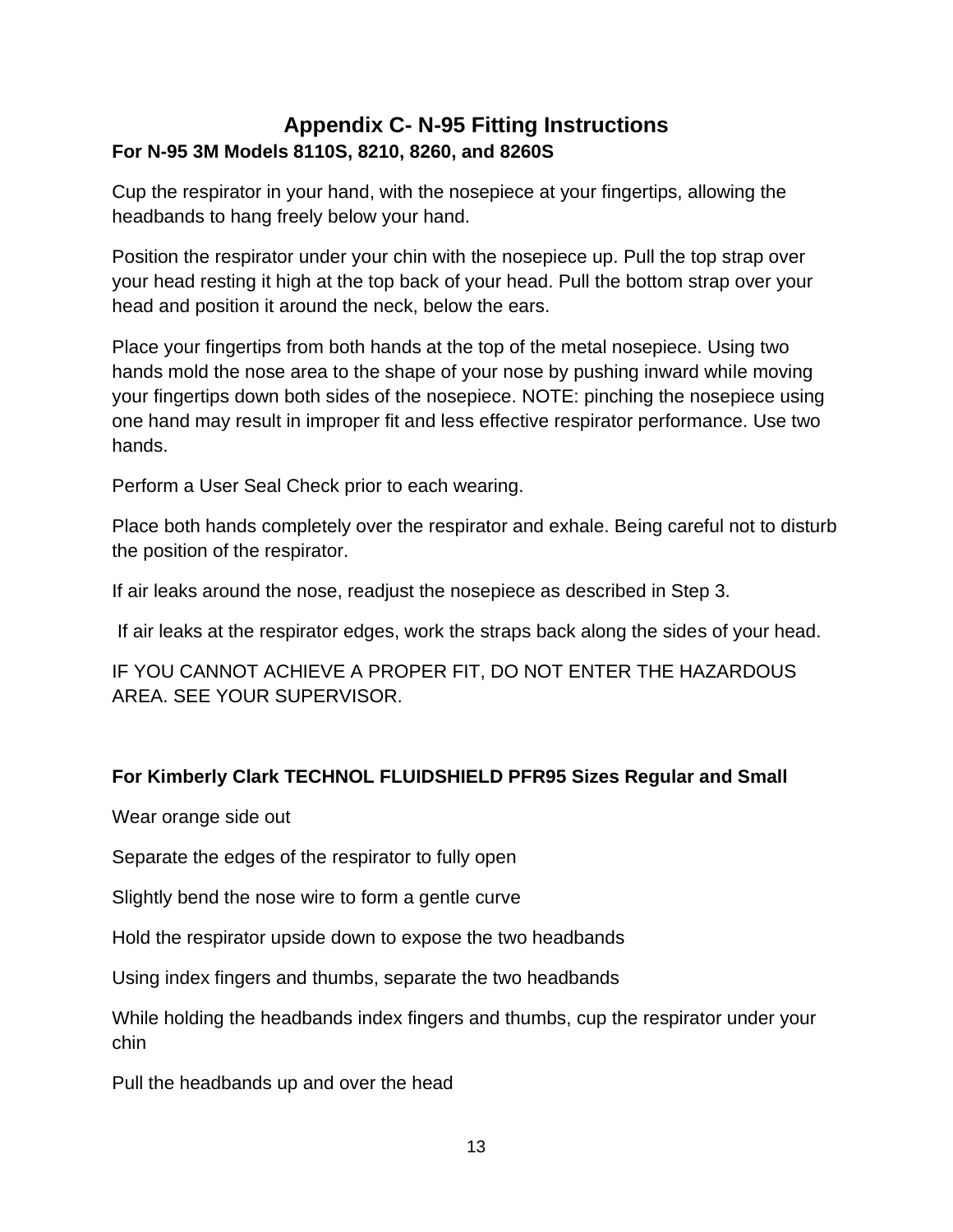# Appendix C- N-95 Fitting Instructions

**For N-95 3M Models 8110S, 8210, 8260, and 8260S**

Cup the respirator in your hand, with the nosepiece at your fingertips, allowing the headbands to hang freely below your hand.

Position the respirator under your chin with the nosepiece up. Pull the top strap over your head resting it high at the top back of your head. Pull the bottom strap over your head and position it around the neck, below the ears.

Place your fingertips from both hands at the top of the metal nosepiece. Using two hands mold the nose area to the shape of your nose by pushing inward while moving your fingertips down both sides of the nosepiece. NOTE: pinching the nosepiece using one hand may result in improper fit and less effective respirator performance. Use two hands.

Perform a User Seal Check prior to each wearing.

Place both hands completely over the respirator and exhale. Being careful not to disturb the position of the respirator.

If air leaks around the nose, readjust the nosepiece as described in Step 3.

If air leaks at the respirator edges, work the straps back along the sides of your head.

IF YOU CANNOT ACHIEVE A PROPER FIT, DO NOT ENTER THE HAZARDOUS AREA. SEE YOUR SUPERVISOR.

**For Kimberly Clark TECHNOL FLUIDSHIELD PFR95 Sizes Regular and Small**

Wear orange side out

Separate the edges of the respirator to fully open

Slightly bend the nose wire to form a gentle curve

Hold the respirator upside down to expose the two headbands

Using index fingers and thumbs, separate the two headbands

While holding the headbands index fingers and thumbs, cup the respirator under your chin

Pull the headbands up and over the head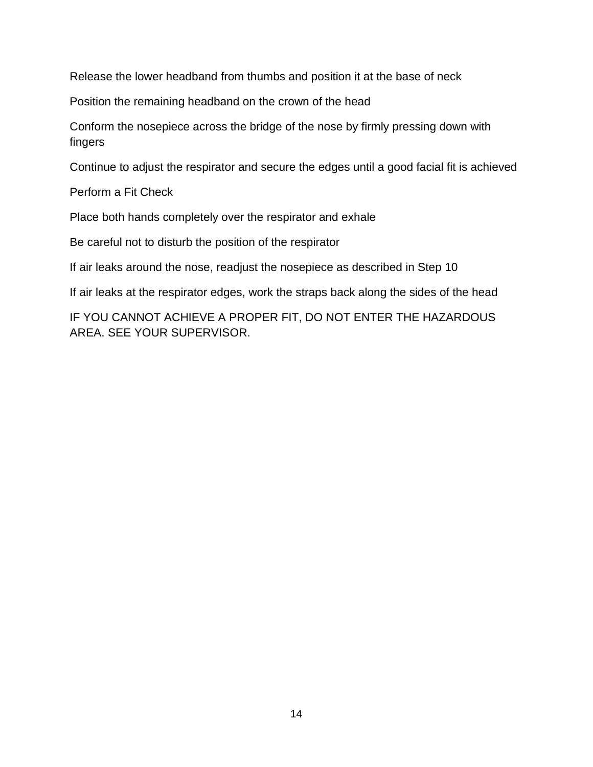Release the lower headband from thumbs and position it at the base of neck

Position the remaining headband on the crown of the head

Conform the nosepiece across the bridge of the nose by firmly pressing down with fingers

Continue to adjust the respirator and secure the edges until a good facial fit is achieved

Perform a Fit Check

Place both hands completely over the respirator and exhale

Be careful not to disturb the position of the respirator

If air leaks around the nose, readjust the nosepiece as described in Step 10

If air leaks at the respirator edges, work the straps back along the sides of the head

IF YOU CANNOT ACHIEVE A PROPER FIT, DO NOT ENTER THE HAZARDOUS AREA. SEE YOUR SUPERVISOR.